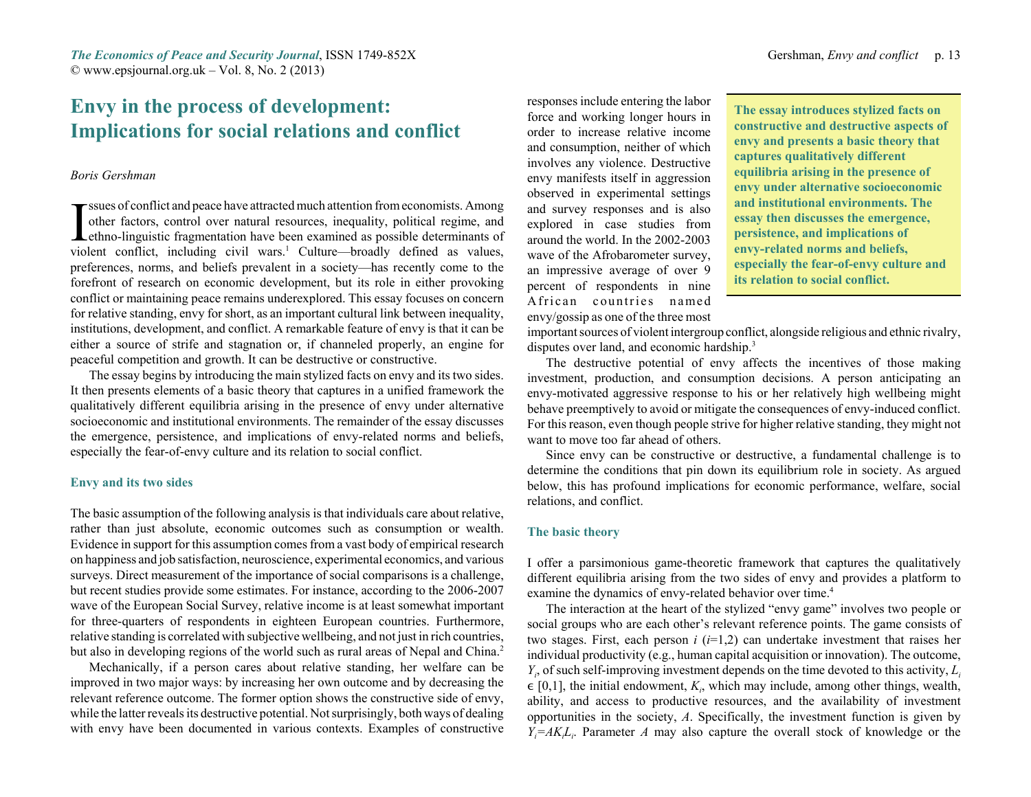# Envy in the process of development: Implications for social relations and conflict

*Boris Gershman*

Issues of conflict and peace have attracted much attention from economists. Among other factors, control over natural resources, inequality, political regime, and ethno-linguistic fragmentation have been examined as possible determinants of violent conflict, including civil wars.[1] Culture—broadly defined as values, preferences, norms, and beliefs prevalent in a society—has recently come to the forefront of research on economic development, but its role in either provoking conflict or maintaining peace remains underexplored. This essay focuses on concern for relative standing, envy for short, as an important cultural link between inequality, institutions, development, and conflict. A remarkable feature of envy is that it can be either a source of strife and stagnation or, if channeled properly, an engine for peaceful competition and growth. It can be destructive or constructive.

The essay begins by introducing the main stylized facts on envy and its two sides. It then presents elements of a basic theory that captures in a unified framework the qualitatively different equilibria arising in the presence of envy under alternative socioeconomic and institutional environments. The remainder of the essay discusses the emergence, persistence, and implications of envy-related norms and beliefs, especially the fear-of-envy culture and its relation to social conflict.

**The essay introduces stylized facts on constructive and destructive aspects of envy and presents a basic theory that captures qualitatively different equilibria arising in the presence of envy under alternative socioeconomic and institutional environments. The essay then discusses the emergence, persistence, and implications of envy-related norms and beliefs, especially the fear-of-envy culture and its relation to social conflict.**

## Envy and its two sides

The basic assumption of the following analysis is that individuals care about relative, rather than just absolute, economic outcomes such as consumption or wealth. Evidence in support for this assumption comes from a vast body of empirical research on happiness and job satisfaction, neuroscience, experimental economics, and various surveys. Direct measurement of the importance of social comparisons is a challenge, but recent studies provide some estimates. For instance, according to the 2006-2007 wave of the European Social Survey, relative income is at least somewhat important for three-quarters of respondents in eighteen European countries. Furthermore, relative standing is correlated with subjective wellbeing, and not just in rich countries, but also in developing regions of the world such as rural areas of Nepal and China.[2]

Mechanically, if a person cares about relative standing, her welfare can be improved in two major ways: by increasing her own outcome and by decreasing the relevant reference outcome. The former option shows the constructive side of envy, while the latter reveals its destructive potential. Not surprisingly, both ways of dealing with envy have been documented in various contexts. Examples of constructive responses include entering the labor force and working longer hours in order to increase relative income and consumption, neither of which involves any violence. Destructive envy manifests itself in aggression observed in experimental settings and survey responses and is also explored in case studies from around the world. In the 2002-2003 wave of the Afrobarometer survey, an impressive average of over 9 percent of respondents in nine African countries named envy/gossip as one of the three most important sources of violent intergroup conflict, alongside religious and ethnic rivalry, disputes over land, and economic hardship.[3]

The destructive potential of envy affects the incentives of those making investment, production, and consumption decisions. A person anticipating an envy-motivated aggressive response to his or her relatively high wellbeing might behave preemptively to avoid or mitigate the consequences of envy-induced conflict. For this reason, even though people strive for higher relative standing, they might not want to move too far ahead of others.

Since envy can be constructive or destructive, a fundamental challenge is to determine the conditions that pin down its equilibrium role in society. As argued below, this has profound implications for economic performance, welfare, social relations, and conflict.

## The basic theory

I offer a parsimonious game-theoretic framework that captures the qualitatively different equilibria arising from the two sides of envy and provides a platform to examine the dynamics of envy-related behavior over time.[4]

The interaction at the heart of the stylized "envy game" involves two people or social groups who are each other's relevant reference points. The game consists of two stages. First, each person $i$ ($i$=1,2) can undertake investment that raises her individual productivity (e.g., human capital acquisition or innovation). The outcome, $Y_i$, of such self-improving investment depends on the time devoted to this activity, $L_i \in [0,1]$, the initial endowment, $K_i$, which may include, among other things, wealth, ability, and access to productive resources, and the availability of investment opportunities in the society, $A$. Specifically, the investment function is given by $Y_i = AK_iL_i$. Parameter $A$ may also capture the overall stock of knowledge or the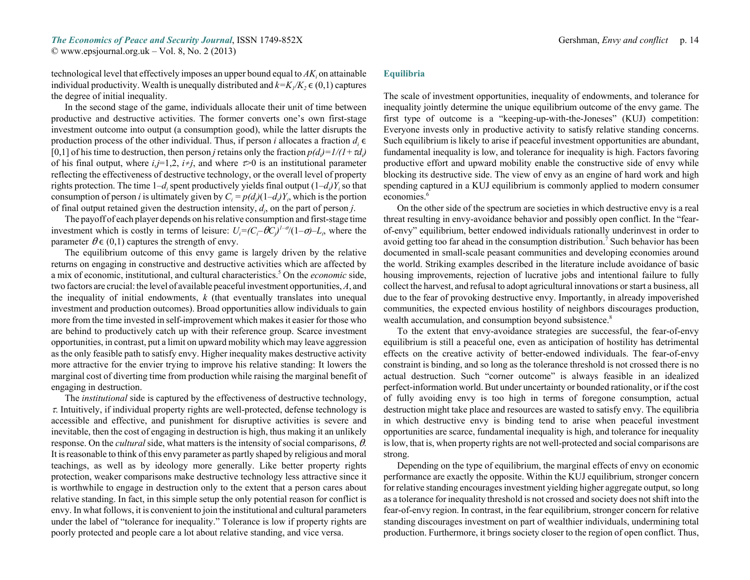technological level that effectively imposes an upper bound equal to $AK_i$ on attainable individual productivity. Wealth is unequally distributed and $k=K_1/K_2 \in (0,1)$ captures the degree of initial inequality.

In the second stage of the game, individuals allocate their unit of time between productive and destructive activities. The former converts one's own first-stage investment outcome into output (a consumption good), while the latter disrupts the production process of the other individual. Thus, if person $i$ allocates a fraction $d_i \in [0,1]$ of his time to destruction, then person $j$ retains only the fraction $p(d_i)=1/(1+\tau d_i)$ of his final output, where $i,j=1,2$, $i \neq j$, and where $\tau > 0$ is an institutional parameter reflecting the effectiveness of destructive technology, or the overall level of property rights protection. The time $1-d_i$ spent productively yields final output $(1-d_i)Y_i$ so that consumption of person $i$ is ultimately given by $C_i = p(d_j)(1-d_i)Y_i$, which is the portion of final output retained given the destruction intensity, $d_j$, on the part of person $j$.

The payoff of each player depends on his relative consumption and first-stage time investment which is costly in terms of leisure: $U_i=(C_i-\theta C_j)^{1-\sigma}/(1-\sigma)-L_i$, where the parameter $\theta \in (0,1)$ captures the strength of envy.

The equilibrium outcome of this envy game is largely driven by the relative returns on engaging in constructive and destructive activities which are affected by a mix of economic, institutional, and cultural characteristics.[5] On the *economic* side, two factors are crucial: the level of available peaceful investment opportunities, $A$, and the inequality of initial endowments, $k$ (that eventually translates into unequal investment and production outcomes). Broad opportunities allow individuals to gain more from the time invested in self-improvement which makes it easier for those who are behind to productively catch up with their reference group. Scarce investment opportunities, in contrast, put a limit on upward mobility which may leave aggression as the only feasible path to satisfy envy. Higher inequality makes destructive activity more attractive for the envier trying to improve his relative standing: It lowers the marginal cost of diverting time from production while raising the marginal benefit of engaging in destruction.

The *institutional* side is captured by the effectiveness of destructive technology, $\tau$. Intuitively, if individual property rights are well-protected, defense technology is accessible and effective, and punishment for disruptive activities is severe and inevitable, then the cost of engaging in destruction is high, thus making it an unlikely response. On the *cultural* side, what matters is the intensity of social comparisons, $\theta$. It is reasonable to think of this envy parameter as partly shaped by religious and moral teachings, as well as by ideology more generally. Like better property rights protection, weaker comparisons make destructive technology less attractive since it is worthwhile to engage in destruction only to the extent that a person cares about relative standing. In fact, in this simple setup the only potential reason for conflict is envy. In what follows, it is convenient to join the institutional and cultural parameters under the label of "tolerance for inequality." Tolerance is low if property rights are poorly protected and people care a lot about relative standing, and vice versa.

## Equilibria

The scale of investment opportunities, inequality of endowments, and tolerance for inequality jointly determine the unique equilibrium outcome of the envy game. The first type of outcome is a "keeping-up-with-the-Joneses" (KUJ) competition: Everyone invests only in productive activity to satisfy relative standing concerns. Such equilibrium is likely to arise if peaceful investment opportunities are abundant, fundamental inequality is low, and tolerance for inequality is high. Factors favoring productive effort and upward mobility enable the constructive side of envy while blocking its destructive side. The view of envy as an engine of hard work and high spending captured in a KUJ equilibrium is commonly applied to modern consumer economies.[6]

On the other side of the spectrum are societies in which destructive envy is a real threat resulting in envy-avoidance behavior and possibly open conflict. In the "fear-of-envy" equilibrium, better endowed individuals rationally underinvest in order to avoid getting too far ahead in the consumption distribution.[7] Such behavior has been documented in small-scale peasant communities and developing economies around the world. Striking examples described in the literature include avoidance of basic housing improvements, rejection of lucrative jobs and intentional failure to fully collect the harvest, and refusal to adopt agricultural innovations or start a business, all due to the fear of provoking destructive envy. Importantly, in already impoverished communities, the expected envious hostility of neighbors discourages production, wealth accumulation, and consumption beyond subsistence.[8]

To the extent that envy-avoidance strategies are successful, the fear-of-envy equilibrium is still a peaceful one, even as anticipation of hostility has detrimental effects on the creative activity of better-endowed individuals. The fear-of-envy constraint is binding, and so long as the tolerance threshold is not crossed there is no actual destruction. Such "corner outcome" is always feasible in an idealized perfect-information world. But under uncertainty or bounded rationality, or if the cost of fully avoiding envy is too high in terms of foregone consumption, actual destruction might take place and resources are wasted to satisfy envy. The equilibria in which destructive envy is binding tend to arise when peaceful investment opportunities are scarce, fundamental inequality is high, and tolerance for inequality is low, that is, when property rights are not well-protected and social comparisons are strong.

Depending on the type of equilibrium, the marginal effects of envy on economic performance are exactly the opposite. Within the KUJ equilibrium, stronger concern for relative standing encourages investment yielding higher aggregate output, so long as a tolerance for inequality threshold is not crossed and society does not shift into the fear-of-envy region. In contrast, in the fear equilibrium, stronger concern for relative standing discourages investment on part of wealthier individuals, undermining total production. Furthermore, it brings society closer to the region of open conflict. Thus,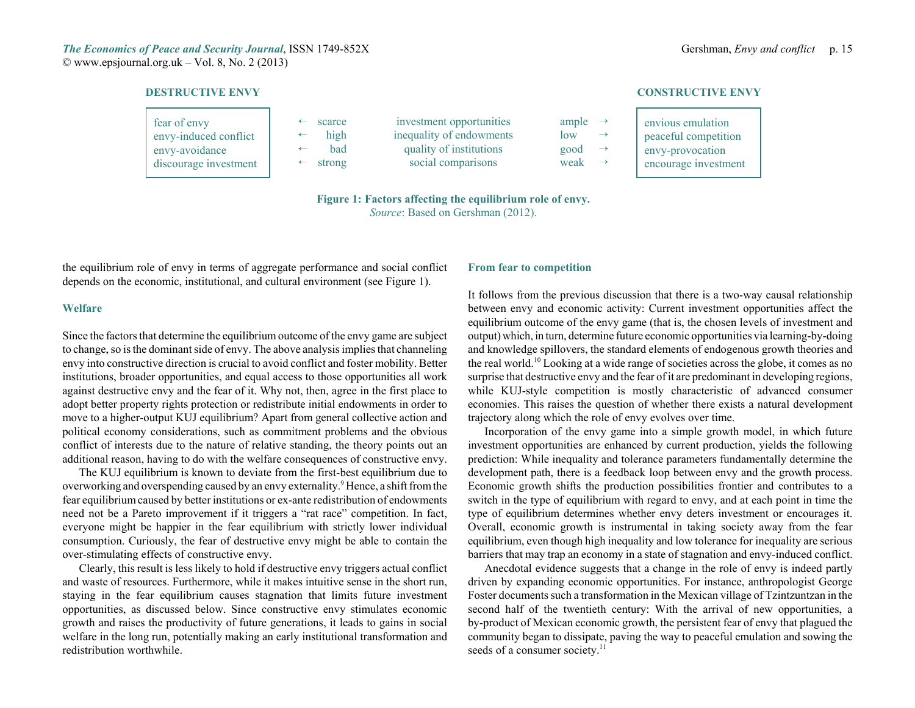| DESTRUCTIVE ENVY | | | | | CONSTRUCTIVE ENVY |
|---|---|---|---|---|---|
| fear of envy | ← scarce | investment opportunities | ample → | | envious emulation |
| envy-induced conflict | ← high | inequality of endowments | low → | | peaceful competition |
| envy-avoidance | ← bad | quality of institutions | good → | | envy-provocation |
| discourage investment | ← strong | social comparisons | weak → | | encourage investment |

**Figure 1: Factors affecting the equilibrium role of envy.**
*Source*: Based on Gershman (2012).

the equilibrium role of envy in terms of aggregate performance and social conflict depends on the economic, institutional, and cultural environment (see Figure 1).

### Welfare

Since the factors that determine the equilibrium outcome of the envy game are subject to change, so is the dominant side of envy. The above analysis implies that channeling envy into constructive direction is crucial to avoid conflict and foster mobility. Better institutions, broader opportunities, and equal access to those opportunities all work against destructive envy and the fear of it. Why not, then, agree in the first place to adopt better property rights protection or redistribute initial endowments in order to move to a higher-output KUJ equilibrium? Apart from general collective action and political economy considerations, such as commitment problems and the obvious conflict of interests due to the nature of relative standing, the theory points out an additional reason, having to do with the welfare consequences of constructive envy.

The KUJ equilibrium is known to deviate from the first-best equilibrium due to overworking and overspending caused by an envy externality.[9] Hence, a shift from the fear equilibrium caused by better institutions or ex-ante redistribution of endowments need not be a Pareto improvement if it triggers a "rat race" competition. In fact, everyone might be happier in the fear equilibrium with strictly lower individual consumption. Curiously, the fear of destructive envy might be able to contain the over-stimulating effects of constructive envy.

Clearly, this result is less likely to hold if destructive envy triggers actual conflict and waste of resources. Furthermore, while it makes intuitive sense in the short run, staying in the fear equilibrium causes stagnation that limits future investment opportunities, as discussed below. Since constructive envy stimulates economic growth and raises the productivity of future generations, it leads to gains in social welfare in the long run, potentially making an early institutional transformation and redistribution worthwhile.

### From fear to competition

It follows from the previous discussion that there is a two-way causal relationship between envy and economic activity: Current investment opportunities affect the equilibrium outcome of the envy game (that is, the chosen levels of investment and output) which, in turn, determine future economic opportunities via learning-by-doing and knowledge spillovers, the standard elements of endogenous growth theories and the real world.[10] Looking at a wide range of societies across the globe, it comes as no surprise that destructive envy and the fear of it are predominant in developing regions, while KUJ-style competition is mostly characteristic of advanced consumer economies. This raises the question of whether there exists a natural development trajectory along which the role of envy evolves over time.

Incorporation of the envy game into a simple growth model, in which future investment opportunities are enhanced by current production, yields the following prediction: While inequality and tolerance parameters fundamentally determine the development path, there is a feedback loop between envy and the growth process. Economic growth shifts the production possibilities frontier and contributes to a switch in the type of equilibrium with regard to envy, and at each point in time the type of equilibrium determines whether envy deters investment or encourages it. Overall, economic growth is instrumental in taking society away from the fear equilibrium, even though high inequality and low tolerance for inequality are serious barriers that may trap an economy in a state of stagnation and envy-induced conflict.

Anecdotal evidence suggests that a change in the role of envy is indeed partly driven by expanding economic opportunities. For instance, anthropologist George Foster documents such a transformation in the Mexican village of Tzintzuntzan in the second half of the twentieth century: With the arrival of new opportunities, a by-product of Mexican economic growth, the persistent fear of envy that plagued the community began to dissipate, paving the way to peaceful emulation and sowing the seeds of a consumer society.[11]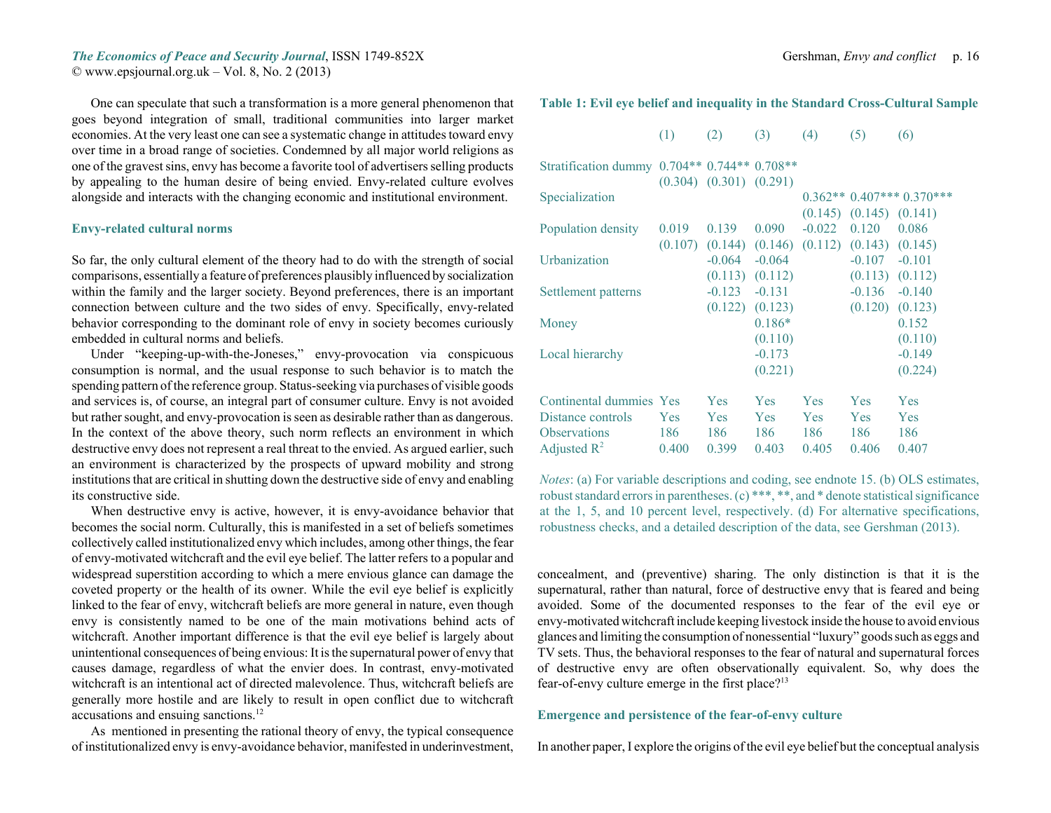One can speculate that such a transformation is a more general phenomenon that goes beyond integration of small, traditional communities into larger market economies. At the very least one can see a systematic change in attitudes toward envy over time in a broad range of societies. Condemned by all major world religions as one of the gravest sins, envy has become a favorite tool of advertisers selling products by appealing to the human desire of being envied. Envy-related culture evolves alongside and interacts with the changing economic and institutional environment.

## Envy-related cultural norms

So far, the only cultural element of the theory had to do with the strength of social comparisons, essentially a feature of preferences plausibly influenced by socialization within the family and the larger society. Beyond preferences, there is an important connection between culture and the two sides of envy. Specifically, envy-related behavior corresponding to the dominant role of envy in society becomes curiously embedded in cultural norms and beliefs.

Under "keeping-up-with-the-Joneses," envy-provocation via conspicuous consumption is normal, and the usual response to such behavior is to match the spending pattern of the reference group. Status-seeking via purchases of visible goods and services is, of course, an integral part of consumer culture. Envy is not avoided but rather sought, and envy-provocation is seen as desirable rather than as dangerous. In the context of the above theory, such norm reflects an environment in which destructive envy does not represent a real threat to the envied. As argued earlier, such an environment is characterized by the prospects of upward mobility and strong institutions that are critical in shutting down the destructive side of envy and enabling its constructive side.

When destructive envy is active, however, it is envy-avoidance behavior that becomes the social norm. Culturally, this is manifested in a set of beliefs sometimes collectively called institutionalized envy which includes, among other things, the fear of envy-motivated witchcraft and the evil eye belief. The latter refers to a popular and widespread superstition according to which a mere envious glance can damage the coveted property or the health of its owner. While the evil eye belief is explicitly linked to the fear of envy, witchcraft beliefs are more general in nature, even though envy is consistently named to be one of the main motivations behind acts of witchcraft. Another important difference is that the evil eye belief is largely about unintentional consequences of being envious: It is the supernatural power of envy that causes damage, regardless of what the envier does. In contrast, envy-motivated witchcraft is an intentional act of directed malevolence. Thus, witchcraft beliefs are generally more hostile and are likely to result in open conflict due to witchcraft accusations and ensuing sanctions.[12]

As mentioned in presenting the rational theory of envy, the typical consequence of institutionalized envy is envy-avoidance behavior, manifested in underinvestment, concealment, and (preventive) sharing. The only distinction is that it is the supernatural, rather than natural, force of destructive envy that is feared and being avoided. Some of the documented responses to the fear of the evil eye or envy-motivated witchcraft include keeping livestock inside the house to avoid envious glances and limiting the consumption of nonessential "luxury" goods such as eggs and TV sets. Thus, the behavioral responses to the fear of natural and supernatural forces of destructive envy are often observationally equivalent. So, why does the fear-of-envy culture emerge in the first place?[13]

**Table 1: Evil eye belief and inequality in the Standard Cross-Cultural Sample**

| | (1) | (2) | (3) | (4) | (5) | (6) |
|---|---|---|---|---|---|---|
| Stratification dummy | 0.704** | 0.744** | 0.708** | | | |
| | (0.304) | (0.301) | (0.291) | | | |
| Specialization | | | | 0.362** | 0.407*** | 0.370*** |
| | | | | (0.145) | (0.145) | (0.141) |
| Population density | 0.019 | 0.139 | 0.090 | -0.022 | 0.120 | 0.086 |
| | (0.107) | (0.144) | (0.146) | (0.112) | (0.143) | (0.145) |
| Urbanization | | -0.064 | -0.064 | | -0.107 | -0.101 |
| | | (0.113) | (0.112) | | (0.113) | (0.112) |
| Settlement patterns | | -0.123 | -0.131 | | -0.136 | -0.140 |
| | | (0.122) | (0.123) | | (0.120) | (0.123) |
| Money | | | 0.186* | | | 0.152 |
| | | | (0.110) | | | (0.110) |
| Local hierarchy | | | -0.173 | | | -0.149 |
| | | | (0.221) | | | (0.224) |
| Continental dummies | Yes | Yes | Yes | Yes | Yes | Yes |
| Distance controls | Yes | Yes | Yes | Yes | Yes | Yes |
| Observations | 186 | 186 | 186 | 186 | 186 | 186 |
| Adjusted $R^2$ | 0.400 | 0.399 | 0.403 | 0.405 | 0.406 | 0.407 |

*Notes*: (a) For variable descriptions and coding, see endnote 15. (b) OLS estimates, robust standard errors in parentheses. (c) ***, **, and * denote statistical significance at the 1, 5, and 10 percent level, respectively. (d) For alternative specifications, robustness checks, and a detailed description of the data, see Gershman (2013).

## Emergence and persistence of the fear-of-envy culture

In another paper, I explore the origins of the evil eye belief but the conceptual analysis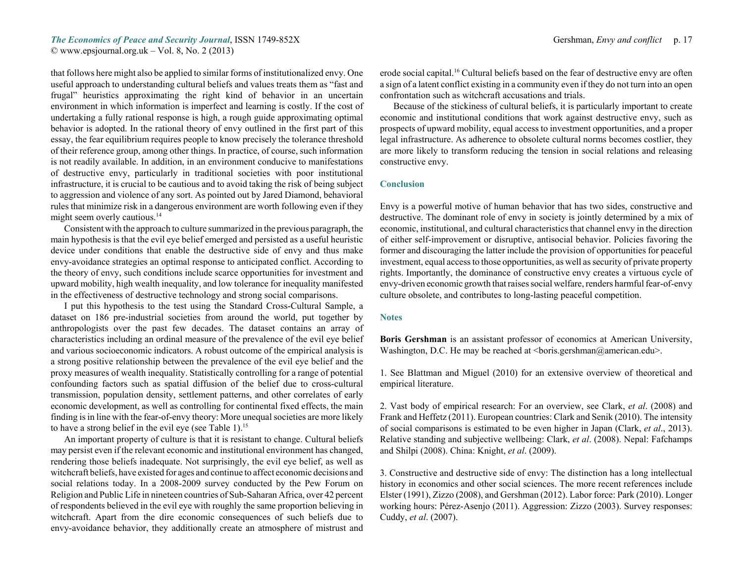that follows here might also be applied to similar forms of institutionalized envy. One useful approach to understanding cultural beliefs and values treats them as "fast and frugal" heuristics approximating the right kind of behavior in an uncertain environment in which information is imperfect and learning is costly. If the cost of undertaking a fully rational response is high, a rough guide approximating optimal behavior is adopted. In the rational theory of envy outlined in the first part of this essay, the fear equilibrium requires people to know precisely the tolerance threshold of their reference group, among other things. In practice, of course, such information is not readily available. In addition, in an environment conducive to manifestations of destructive envy, particularly in traditional societies with poor institutional infrastructure, it is crucial to be cautious and to avoid taking the risk of being subject to aggression and violence of any sort. As pointed out by Jared Diamond, behavioral rules that minimize risk in a dangerous environment are worth following even if they might seem overly cautious.[14]

Consistent with the approach to culture summarized in the previous paragraph, the main hypothesis is that the evil eye belief emerged and persisted as a useful heuristic device under conditions that enable the destructive side of envy and thus make envy-avoidance strategies an optimal response to anticipated conflict. According to the theory of envy, such conditions include scarce opportunities for investment and upward mobility, high wealth inequality, and low tolerance for inequality manifested in the effectiveness of destructive technology and strong social comparisons.

I put this hypothesis to the test using the Standard Cross-Cultural Sample, a dataset on 186 pre-industrial societies from around the world, put together by anthropologists over the past few decades. The dataset contains an array of characteristics including an ordinal measure of the prevalence of the evil eye belief and various socioeconomic indicators. A robust outcome of the empirical analysis is a strong positive relationship between the prevalence of the evil eye belief and the proxy measures of wealth inequality. Statistically controlling for a range of potential confounding factors such as spatial diffusion of the belief due to cross-cultural transmission, population density, settlement patterns, and other correlates of early economic development, as well as controlling for continental fixed effects, the main finding is in line with the fear-of-envy theory: More unequal societies are more likely to have a strong belief in the evil eye (see Table 1).[15]

An important property of culture is that it is resistant to change. Cultural beliefs may persist even if the relevant economic and institutional environment has changed, rendering those beliefs inadequate. Not surprisingly, the evil eye belief, as well as witchcraft beliefs, have existed for ages and continue to affect economic decisions and social relations today. In a 2008-2009 survey conducted by the Pew Forum on Religion and Public Life in nineteen countries of Sub-Saharan Africa, over 42 percent of respondents believed in the evil eye with roughly the same proportion believing in witchcraft. Apart from the dire economic consequences of such beliefs due to envy-avoidance behavior, they additionally create an atmosphere of mistrust and erode social capital.[16] Cultural beliefs based on the fear of destructive envy are often a sign of a latent conflict existing in a community even if they do not turn into an open confrontation such as witchcraft accusations and trials.

Because of the stickiness of cultural beliefs, it is particularly important to create economic and institutional conditions that work against destructive envy, such as prospects of upward mobility, equal access to investment opportunities, and a proper legal infrastructure. As adherence to obsolete cultural norms becomes costlier, they are more likely to transform reducing the tension in social relations and releasing constructive envy.

## Conclusion

Envy is a powerful motive of human behavior that has two sides, constructive and destructive. The dominant role of envy in society is jointly determined by a mix of economic, institutional, and cultural characteristics that channel envy in the direction of either self-improvement or disruptive, antisocial behavior. Policies favoring the former and discouraging the latter include the provision of opportunities for peaceful investment, equal access to those opportunities, as well as security of private property rights. Importantly, the dominance of constructive envy creates a virtuous cycle of envy-driven economic growth that raises social welfare, renders harmful fear-of-envy culture obsolete, and contributes to long-lasting peaceful competition.

## Notes

**Boris Gershman** is an assistant professor of economics at American University, Washington, D.C. He may be reached at <boris.gershman@american.edu>.

1. See Blattman and Miguel (2010) for an extensive overview of theoretical and empirical literature.

2. Vast body of empirical research: For an overview, see Clark, *et al*. (2008) and Frank and Heffetz (2011). European countries: Clark and Senik (2010). The intensity of social comparisons is estimated to be even higher in Japan (Clark, *et al*., 2013). Relative standing and subjective wellbeing: Clark, *et al*. (2008). Nepal: Fafchamps and Shilpi (2008). China: Knight, *et al*. (2009).

3. Constructive and destructive side of envy: The distinction has a long intellectual history in economics and other social sciences. The more recent references include Elster (1991), Zizzo (2008), and Gershman (2012). Labor force: Park (2010). Longer working hours: Pérez-Asenjo (2011). Aggression: Zizzo (2003). Survey responses: Cuddy, *et al*. (2007).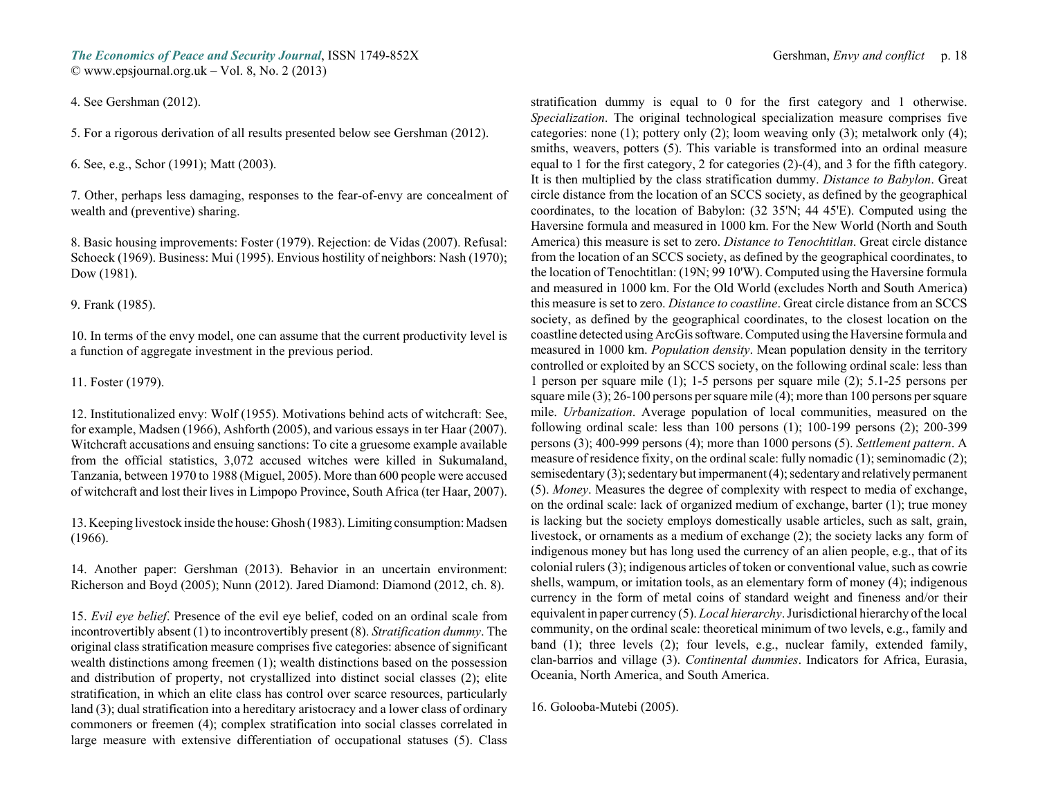4. See Gershman (2012).

5. For a rigorous derivation of all results presented below see Gershman (2012).

6. See, e.g., Schor (1991); Matt (2003).

7. Other, perhaps less damaging, responses to the fear-of-envy are concealment of wealth and (preventive) sharing.

8. Basic housing improvements: Foster (1979). Rejection: de Vidas (2007). Refusal: Schoeck (1969). Business: Mui (1995). Envious hostility of neighbors: Nash (1970); Dow (1981).

9. Frank (1985).

10. In terms of the envy model, one can assume that the current productivity level is a function of aggregate investment in the previous period.

11. Foster (1979).

12. Institutionalized envy: Wolf (1955). Motivations behind acts of witchcraft: See, for example, Madsen (1966), Ashforth (2005), and various essays in ter Haar (2007). Witchcraft accusations and ensuing sanctions: To cite a gruesome example available from the official statistics, 3,072 accused witches were killed in Sukumaland, Tanzania, between 1970 to 1988 (Miguel, 2005). More than 600 people were accused of witchcraft and lost their lives in Limpopo Province, South Africa (ter Haar, 2007).

13. Keeping livestock inside the house: Ghosh (1983). Limiting consumption: Madsen (1966).

14. Another paper: Gershman (2013). Behavior in an uncertain environment: Richerson and Boyd (2005); Nunn (2012). Jared Diamond: Diamond (2012, ch. 8).

15. *Evil eye belief*. Presence of the evil eye belief, coded on an ordinal scale from incontrovertibly absent (1) to incontrovertibly present (8). *Stratification dummy*. The original class stratification measure comprises five categories: absence of significant wealth distinctions among freemen (1); wealth distinctions based on the possession and distribution of property, not crystallized into distinct social classes (2); elite stratification, in which an elite class has control over scarce resources, particularly land (3); dual stratification into a hereditary aristocracy and a lower class of ordinary commoners or freemen (4); complex stratification into social classes correlated in large measure with extensive differentiation of occupational statuses (5). Class stratification dummy is equal to 0 for the first category and 1 otherwise. *Specialization*. The original technological specialization measure comprises five categories: none (1); pottery only (2); loom weaving only (3); metalwork only (4); smiths, weavers, potters (5). This variable is transformed into an ordinal measure equal to 1 for the first category, 2 for categories (2)-(4), and 3 for the fifth category. It is then multiplied by the class stratification dummy. *Distance to Babylon*. Great circle distance from the location of an SCCS society, as defined by the geographical coordinates, to the location of Babylon: (32 35'N; 44 45'E). Computed using the Haversine formula and measured in 1000 km. For the New World (North and South America) this measure is set to zero. *Distance to Tenochtitlan*. Great circle distance from the location of an SCCS society, as defined by the geographical coordinates, to the location of Tenochtitlan: (19N; 99 10'W). Computed using the Haversine formula and measured in 1000 km. For the Old World (excludes North and South America) this measure is set to zero. *Distance to coastline*. Great circle distance from an SCCS society, as defined by the geographical coordinates, to the closest location on the coastline detected using ArcGis software. Computed using the Haversine formula and measured in 1000 km. *Population density*. Mean population density in the territory controlled or exploited by an SCCS society, on the following ordinal scale: less than 1 person per square mile (1); 1-5 persons per square mile (2); 5.1-25 persons per square mile (3); 26-100 persons per square mile (4); more than 100 persons per square mile. *Urbanization*. Average population of local communities, measured on the following ordinal scale: less than 100 persons (1); 100-199 persons (2); 200-399 persons (3); 400-999 persons (4); more than 1000 persons (5). *Settlement pattern*. A measure of residence fixity, on the ordinal scale: fully nomadic (1); seminomadic (2); semisedentary (3); sedentary but impermanent (4); sedentary and relatively permanent (5). *Money*. Measures the degree of complexity with respect to media of exchange, on the ordinal scale: lack of organized medium of exchange, barter (1); true money is lacking but the society employs domestically usable articles, such as salt, grain, livestock, or ornaments as a medium of exchange (2); the society lacks any form of indigenous money but has long used the currency of an alien people, e.g., that of its colonial rulers (3); indigenous articles of token or conventional value, such as cowrie shells, wampum, or imitation tools, as an elementary form of money (4); indigenous currency in the form of metal coins of standard weight and fineness and/or their equivalent in paper currency (5). *Local hierarchy*. Jurisdictional hierarchy of the local community, on the ordinal scale: theoretical minimum of two levels, e.g., family and band (1); three levels (2); four levels, e.g., nuclear family, extended family, clan-barrios and village (3). *Continental dummies*. Indicators for Africa, Eurasia, Oceania, North America, and South America.

16. Golooba-Mutebi (2005).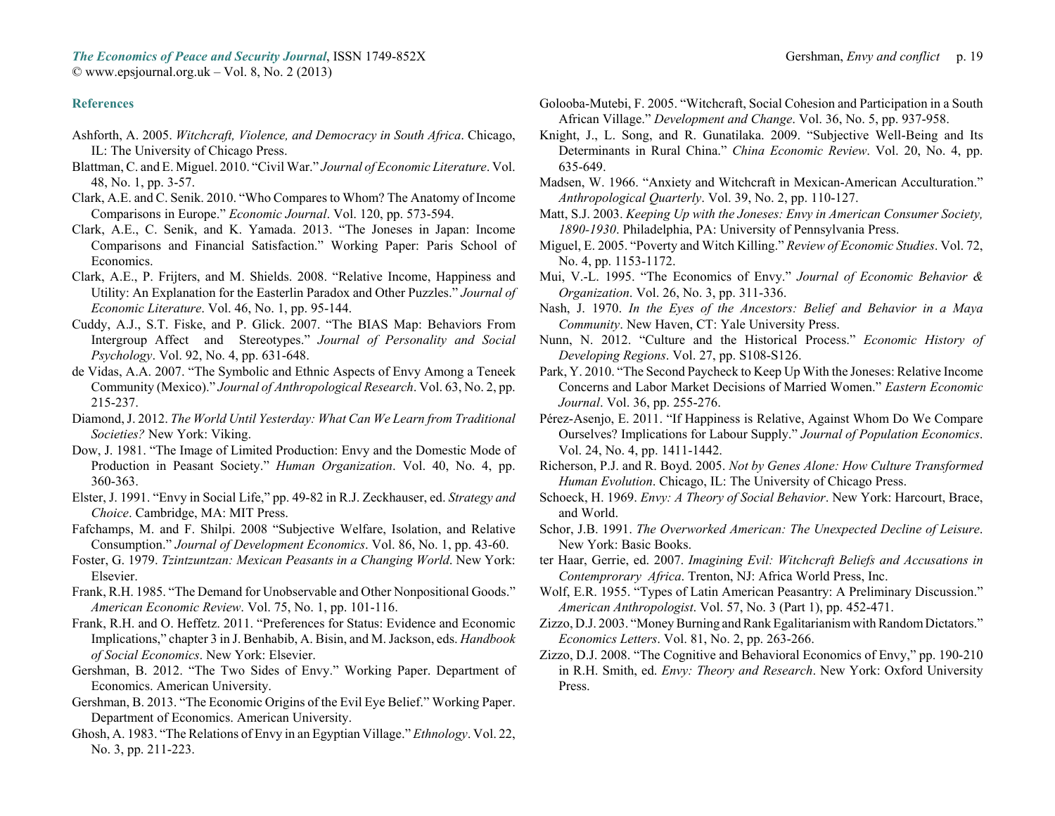### References

Ashforth, A. 2005. *Witchcraft, Violence, and Democracy in South Africa*. Chicago, IL: The University of Chicago Press.

Blattman, C. and E. Miguel. 2010. "Civil War." *Journal of Economic Literature*. Vol. 48, No. 1, pp. 3-57.

Clark, A.E. and C. Senik. 2010. "Who Compares to Whom? The Anatomy of Income Comparisons in Europe." *Economic Journal*. Vol. 120, pp. 573-594.

Clark, A.E., C. Senik, and K. Yamada. 2013. "The Joneses in Japan: Income Comparisons and Financial Satisfaction." Working Paper: Paris School of Economics.

Clark, A.E., P. Frijters, and M. Shields. 2008. "Relative Income, Happiness and Utility: An Explanation for the Easterlin Paradox and Other Puzzles." *Journal of Economic Literature*. Vol. 46, No. 1, pp. 95-144.

Cuddy, A.J., S.T. Fiske, and P. Glick. 2007. "The BIAS Map: Behaviors From Intergroup Affect and Stereotypes." *Journal of Personality and Social Psychology*. Vol. 92, No. 4, pp. 631-648.

de Vidas, A.A. 2007. "The Symbolic and Ethnic Aspects of Envy Among a Teneek Community (Mexico)." *Journal of Anthropological Research*. Vol. 63, No. 2, pp. 215-237.

Diamond, J. 2012. *The World Until Yesterday: What Can We Learn from Traditional Societies?* New York: Viking.

Dow, J. 1981. "The Image of Limited Production: Envy and the Domestic Mode of Production in Peasant Society." *Human Organization*. Vol. 40, No. 4, pp. 360-363.

Elster, J. 1991. "Envy in Social Life," pp. 49-82 in R.J. Zeckhauser, ed. *Strategy and Choice*. Cambridge, MA: MIT Press.

Fafchamps, M. and F. Shilpi. 2008 "Subjective Welfare, Isolation, and Relative Consumption." *Journal of Development Economics*. Vol. 86, No. 1, pp. 43-60.

Foster, G. 1979. *Tzintzuntzan: Mexican Peasants in a Changing World*. New York: Elsevier.

Frank, R.H. 1985. "The Demand for Unobservable and Other Nonpositional Goods." *American Economic Review*. Vol. 75, No. 1, pp. 101-116.

Frank, R.H. and O. Heffetz. 2011. "Preferences for Status: Evidence and Economic Implications," chapter 3 in J. Benhabib, A. Bisin, and M. Jackson, eds. *Handbook of Social Economics*. New York: Elsevier.

Gershman, B. 2012. "The Two Sides of Envy." Working Paper. Department of Economics. American University.

Gershman, B. 2013. "The Economic Origins of the Evil Eye Belief." Working Paper. Department of Economics. American University.

Ghosh, A. 1983. "The Relations of Envy in an Egyptian Village." *Ethnology*. Vol. 22, No. 3, pp. 211-223.

Golooba-Mutebi, F. 2005. "Witchcraft, Social Cohesion and Participation in a South African Village." *Development and Change*. Vol. 36, No. 5, pp. 937-958.

Knight, J., L. Song, and R. Gunatilaka. 2009. "Subjective Well-Being and Its Determinants in Rural China." *China Economic Review*. Vol. 20, No. 4, pp. 635-649.

Madsen, W. 1966. "Anxiety and Witchcraft in Mexican-American Acculturation." *Anthropological Quarterly*. Vol. 39, No. 2, pp. 110-127.

Matt, S.J. 2003. *Keeping Up with the Joneses: Envy in American Consumer Society, 1890-1930*. Philadelphia, PA: University of Pennsylvania Press.

Miguel, E. 2005. "Poverty and Witch Killing." *Review of Economic Studies*. Vol. 72, No. 4, pp. 1153-1172.

Mui, V.-L. 1995. "The Economics of Envy." *Journal of Economic Behavior & Organization*. Vol. 26, No. 3, pp. 311-336.

Nash, J. 1970. *In the Eyes of the Ancestors: Belief and Behavior in a Maya Community*. New Haven, CT: Yale University Press.

Nunn, N. 2012. "Culture and the Historical Process." *Economic History of Developing Regions*. Vol. 27, pp. S108-S126.

Park, Y. 2010. "The Second Paycheck to Keep Up With the Joneses: Relative Income Concerns and Labor Market Decisions of Married Women." *Eastern Economic Journal*. Vol. 36, pp. 255-276.

Pérez-Asenjo, E. 2011. "If Happiness is Relative, Against Whom Do We Compare Ourselves? Implications for Labour Supply." *Journal of Population Economics*. Vol. 24, No. 4, pp. 1411-1442.

Richerson, P.J. and R. Boyd. 2005. *Not by Genes Alone: How Culture Transformed Human Evolution*. Chicago, IL: The University of Chicago Press.

Schoeck, H. 1969. *Envy: A Theory of Social Behavior*. New York: Harcourt, Brace, and World.

Schor, J.B. 1991. *The Overworked American: The Unexpected Decline of Leisure*. New York: Basic Books.

ter Haar, Gerrie, ed. 2007. *Imagining Evil: Witchcraft Beliefs and Accusations in Contemprorary Africa*. Trenton, NJ: Africa World Press, Inc.

Wolf, E.R. 1955. "Types of Latin American Peasantry: A Preliminary Discussion." *American Anthropologist*. Vol. 57, No. 3 (Part 1), pp. 452-471.

Zizzo, D.J. 2003. "Money Burning and Rank Egalitarianism with Random Dictators." *Economics Letters*. Vol. 81, No. 2, pp. 263-266.

Zizzo, D.J. 2008. "The Cognitive and Behavioral Economics of Envy," pp. 190-210 in R.H. Smith, ed. *Envy: Theory and Research*. New York: Oxford University Press.